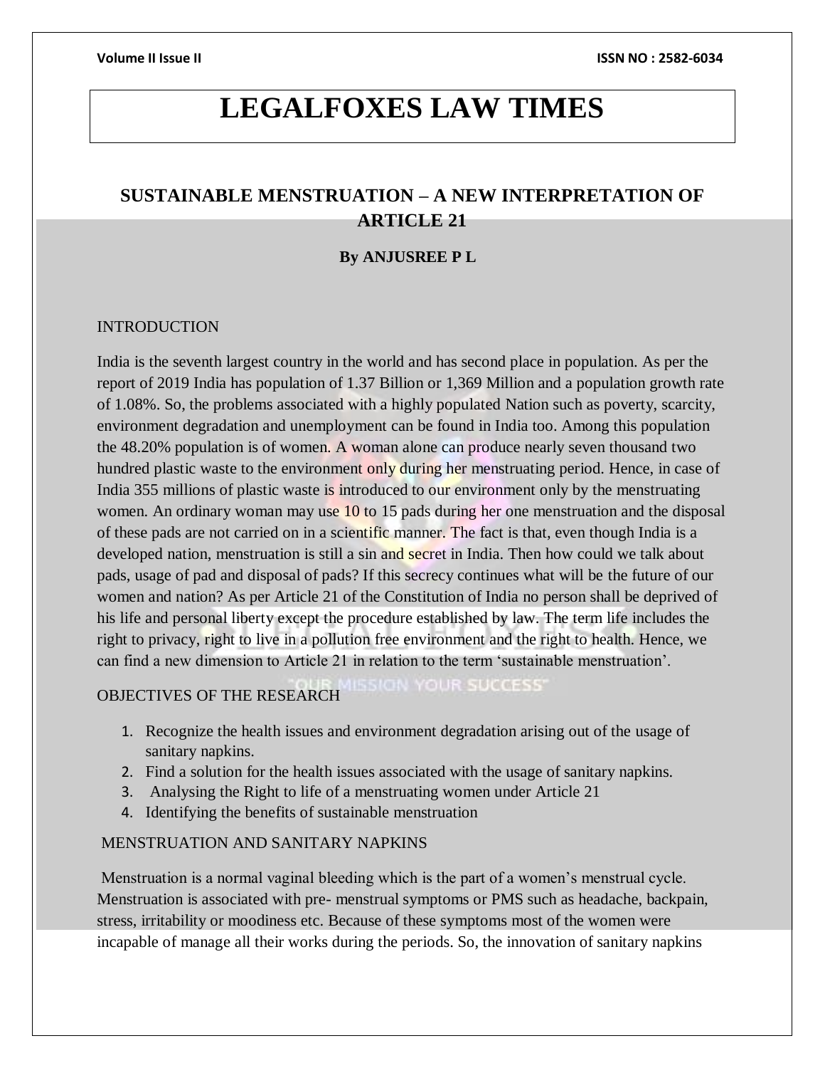# LEGALFOXES LAW TIMES

## SUSTAINABLE MENSTRUATION – A NEW INTERPRETATION OF ARTICLE 21

**By ANJUSREE P L**

INTRODUCTION

India is the seventh largest country in the world and has second place in population. As per the report of 2019 India has population of 1.37 Billion or 1,369 Million and a population growth rate of 1.08%. So, the problems associated with a highly populated Nation such as poverty, scarcity, environment degradation and unemployment can be found in India too. Among this population the 48.20% population is of women. A woman alone can produce nearly seven thousand two hundred plastic waste to the environment only during her menstruating period. Hence, in case of India 355 millions of plastic waste is introduced to our environment only by the menstruating women. An ordinary woman may use 10 to 15 pads during her one menstruation and the disposal of these pads are not carried on in a scientific manner. The fact is that, even though India is a developed nation, menstruation is still a sin and secret in India. Then how could we talk about pads, usage of pad and disposal of pads? If this secrecy continues what will be the future of our women and nation? As per Article 21 of the Constitution of India no person shall be deprived of his life and personal liberty except the procedure established by law. The term life includes the right to privacy, right to live in a pollution free environment and the right to health. Hence, we can find a new dimension to Article 21 in relation to the term 'sustainable menstruation'.

OBJECTIVES OF THE RESEARCH

1. Recognize the health issues and environment degradation arising out of the usage of sanitary napkins.
2. Find a solution for the health issues associated with the usage of sanitary napkins.
3. Analysing the Right to life of a menstruating women under Article 21
4. Identifying the benefits of sustainable menstruation

MENSTRUATION AND SANITARY NAPKINS

Menstruation is a normal vaginal bleeding which is the part of a women's menstrual cycle. Menstruation is associated with pre- menstrual symptoms or PMS such as headache, backpain, stress, irritability or moodiness etc. Because of these symptoms most of the women were incapable of manage all their works during the periods. So, the innovation of sanitary napkins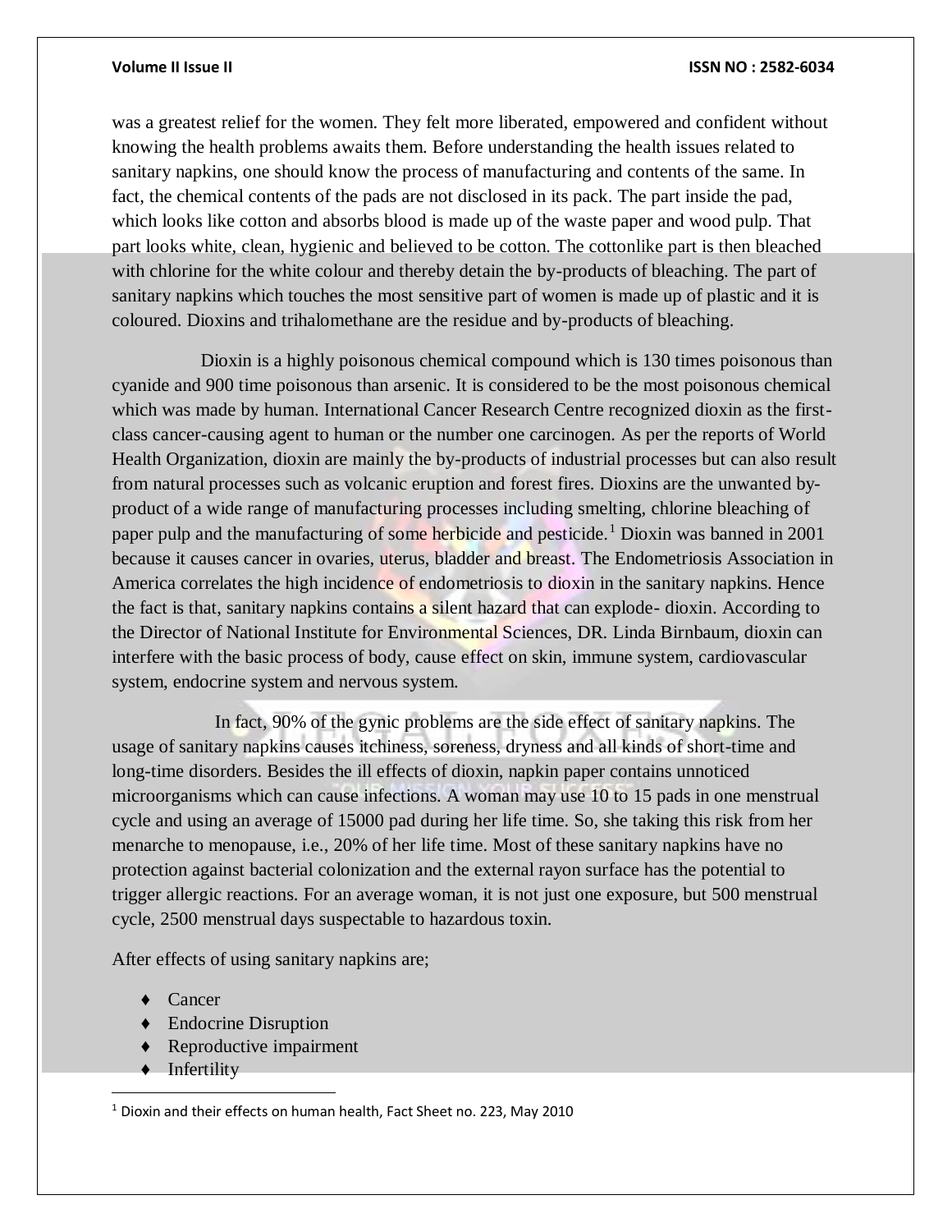was a greatest relief for the women. They felt more liberated, empowered and confident without knowing the health problems awaits them. Before understanding the health issues related to sanitary napkins, one should know the process of manufacturing and contents of the same. In fact, the chemical contents of the pads are not disclosed in its pack. The part inside the pad, which looks like cotton and absorbs blood is made up of the waste paper and wood pulp. That part looks white, clean, hygienic and believed to be cotton. The cottonlike part is then bleached with chlorine for the white colour and thereby detain the by-products of bleaching. The part of sanitary napkins which touches the most sensitive part of women is made up of plastic and it is coloured. Dioxins and trihalomethane are the residue and by-products of bleaching.

Dioxin is a highly poisonous chemical compound which is 130 times poisonous than cyanide and 900 time poisonous than arsenic. It is considered to be the most poisonous chemical which was made by human. International Cancer Research Centre recognized dioxin as the first-class cancer-causing agent to human or the number one carcinogen. As per the reports of World Health Organization, dioxin are mainly the by-products of industrial processes but can also result from natural processes such as volcanic eruption and forest fires. Dioxins are the unwanted by-product of a wide range of manufacturing processes including smelting, chlorine bleaching of paper pulp and the manufacturing of some herbicide and pesticide.[1] Dioxin was banned in 2001 because it causes cancer in ovaries, uterus, bladder and breast. The Endometriosis Association in America correlates the high incidence of endometriosis to dioxin in the sanitary napkins. Hence the fact is that, sanitary napkins contains a silent hazard that can explode- dioxin. According to the Director of National Institute for Environmental Sciences, DR. Linda Birnbaum, dioxin can interfere with the basic process of body, cause effect on skin, immune system, cardiovascular system, endocrine system and nervous system.

In fact, 90% of the gynic problems are the side effect of sanitary napkins. The usage of sanitary napkins causes itchiness, soreness, dryness and all kinds of short-time and long-time disorders. Besides the ill effects of dioxin, napkin paper contains unnoticed microorganisms which can cause infections. A woman may use 10 to 15 pads in one menstrual cycle and using an average of 15000 pad during her life time. So, she taking this risk from her menarche to menopause, i.e., 20% of her life time. Most of these sanitary napkins have no protection against bacterial colonization and the external rayon surface has the potential to trigger allergic reactions. For an average woman, it is not just one exposure, but 500 menstrual cycle, 2500 menstrual days suspectable to hazardous toxin.

After effects of using sanitary napkins are;

- Cancer
- Endocrine Disruption
- Reproductive impairment
- Infertility

---

[1] Dioxin and their effects on human health, Fact Sheet no. 223, May 2010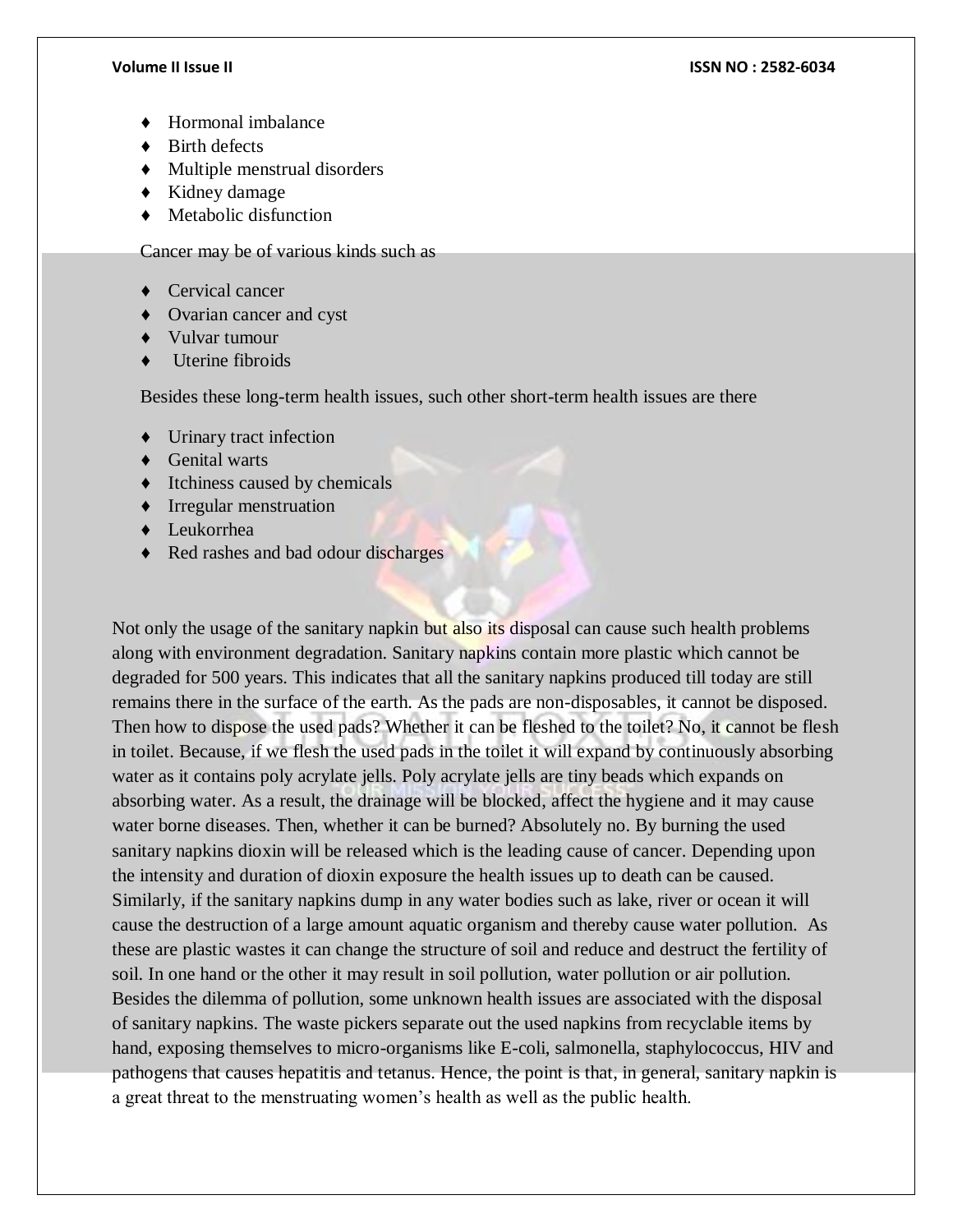- Hormonal imbalance
- Birth defects
- Multiple menstrual disorders
- Kidney damage
- Metabolic disfunction

Cancer may be of various kinds such as

- Cervical cancer
- Ovarian cancer and cyst
- Vulvar tumour
- Uterine fibroids

Besides these long-term health issues, such other short-term health issues are there

- Urinary tract infection
- Genital warts
- Itchiness caused by chemicals
- Irregular menstruation
- Leukorrhea
- Red rashes and bad odour discharges

Not only the usage of the sanitary napkin but also its disposal can cause such health problems along with environment degradation. Sanitary napkins contain more plastic which cannot be degraded for 500 years. This indicates that all the sanitary napkins produced till today are still remains there in the surface of the earth. As the pads are non-disposables, it cannot be disposed. Then how to dispose the used pads? Whether it can be fleshed to the toilet? No, it cannot be flesh in toilet. Because, if we flesh the used pads in the toilet it will expand by continuously absorbing water as it contains poly acrylate jells. Poly acrylate jells are tiny beads which expands on absorbing water. As a result, the drainage will be blocked, affect the hygiene and it may cause water borne diseases. Then, whether it can be burned? Absolutely no. By burning the used sanitary napkins dioxin will be released which is the leading cause of cancer. Depending upon the intensity and duration of dioxin exposure the health issues up to death can be caused. Similarly, if the sanitary napkins dump in any water bodies such as lake, river or ocean it will cause the destruction of a large amount aquatic organism and thereby cause water pollution. As these are plastic wastes it can change the structure of soil and reduce and destruct the fertility of soil. In one hand or the other it may result in soil pollution, water pollution or air pollution. Besides the dilemma of pollution, some unknown health issues are associated with the disposal of sanitary napkins. The waste pickers separate out the used napkins from recyclable items by hand, exposing themselves to micro-organisms like E-coli, salmonella, staphylococcus, HIV and pathogens that causes hepatitis and tetanus. Hence, the point is that, in general, sanitary napkin is a great threat to the menstruating women's health as well as the public health.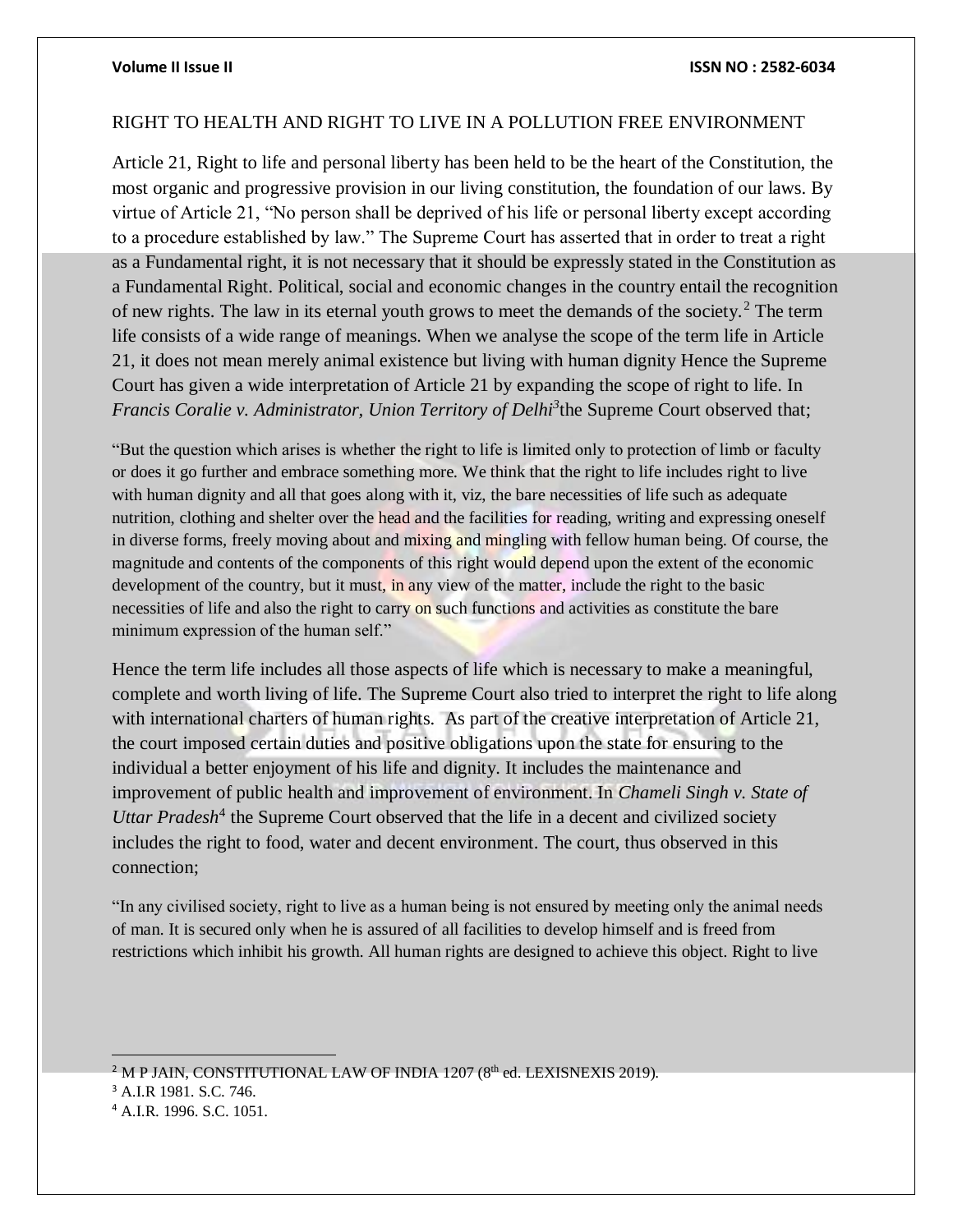## RIGHT TO HEALTH AND RIGHT TO LIVE IN A POLLUTION FREE ENVIRONMENT

Article 21, Right to life and personal liberty has been held to be the heart of the Constitution, the most organic and progressive provision in our living constitution, the foundation of our laws. By virtue of Article 21, "No person shall be deprived of his life or personal liberty except according to a procedure established by law." The Supreme Court has asserted that in order to treat a right as a Fundamental right, it is not necessary that it should be expressly stated in the Constitution as a Fundamental Right. Political, social and economic changes in the country entail the recognition of new rights. The law in its eternal youth grows to meet the demands of the society.[2] The term life consists of a wide range of meanings. When we analyse the scope of the term life in Article 21, it does not mean merely animal existence but living with human dignity Hence the Supreme Court has given a wide interpretation of Article 21 by expanding the scope of right to life. In *Francis Coralie v. Administrator, Union Territory of Delhi*[3]the Supreme Court observed that;

> "But the question which arises is whether the right to life is limited only to protection of limb or faculty or does it go further and embrace something more. We think that the right to life includes right to live with human dignity and all that goes along with it, viz, the bare necessities of life such as adequate nutrition, clothing and shelter over the head and the facilities for reading, writing and expressing oneself in diverse forms, freely moving about and mixing and mingling with fellow human being. Of course, the magnitude and contents of the components of this right would depend upon the extent of the economic development of the country, but it must, in any view of the matter, include the right to the basic necessities of life and also the right to carry on such functions and activities as constitute the bare minimum expression of the human self."

Hence the term life includes all those aspects of life which is necessary to make a meaningful, complete and worth living of life. The Supreme Court also tried to interpret the right to life along with international charters of human rights. As part of the creative interpretation of Article 21, the court imposed certain duties and positive obligations upon the state for ensuring to the individual a better enjoyment of his life and dignity. It includes the maintenance and improvement of public health and improvement of environment. In *Chameli Singh v. State of Uttar Pradesh*[4] the Supreme Court observed that the life in a decent and civilized society includes the right to food, water and decent environment. The court, thus observed in this connection;

> "In any civilised society, right to live as a human being is not ensured by meeting only the animal needs of man. It is secured only when he is assured of all facilities to develop himself and is freed from restrictions which inhibit his growth. All human rights are designed to achieve this object. Right to live

---

[2] M P JAIN, CONSTITUTIONAL LAW OF INDIA 1207 (8th ed. LEXISNEXIS 2019).

[3] A.I.R 1981. S.C. 746.

[4] A.I.R. 1996. S.C. 1051.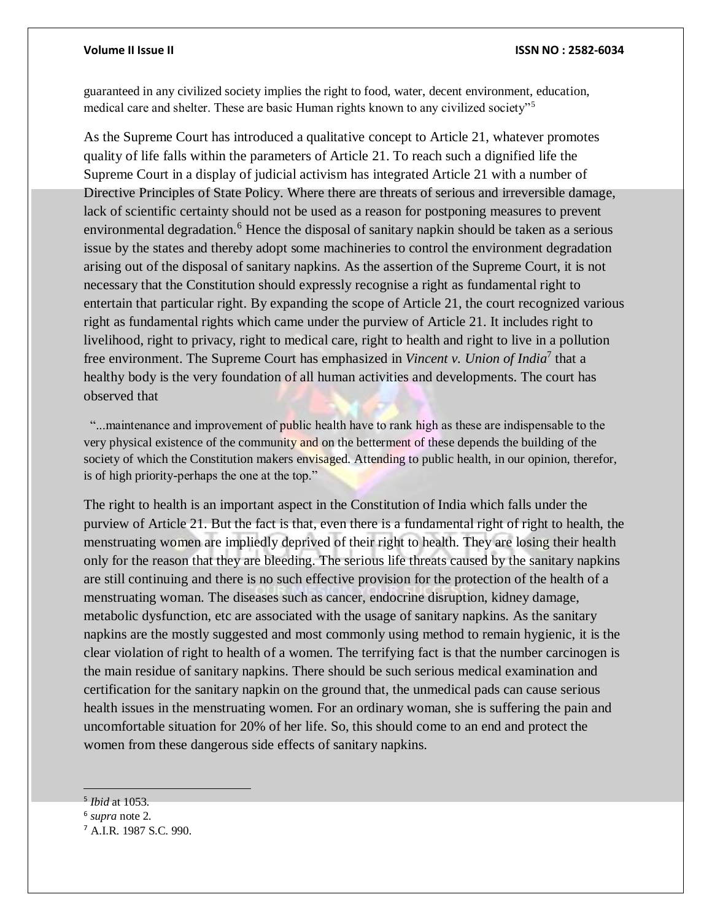guaranteed in any civilized society implies the right to food, water, decent environment, education, medical care and shelter. These are basic Human rights known to any civilized society"[5]

As the Supreme Court has introduced a qualitative concept to Article 21, whatever promotes quality of life falls within the parameters of Article 21. To reach such a dignified life the Supreme Court in a display of judicial activism has integrated Article 21 with a number of Directive Principles of State Policy. Where there are threats of serious and irreversible damage, lack of scientific certainty should not be used as a reason for postponing measures to prevent environmental degradation.[6] Hence the disposal of sanitary napkin should be taken as a serious issue by the states and thereby adopt some machineries to control the environment degradation arising out of the disposal of sanitary napkins. As the assertion of the Supreme Court, it is not necessary that the Constitution should expressly recognise a right as fundamental right to entertain that particular right. By expanding the scope of Article 21, the court recognized various right as fundamental rights which came under the purview of Article 21. It includes right to livelihood, right to privacy, right to medical care, right to health and right to live in a pollution free environment. The Supreme Court has emphasized in *Vincent v. Union of India*[7] that a healthy body is the very foundation of all human activities and developments. The court has observed that

> "...maintenance and improvement of public health have to rank high as these are indispensable to the very physical existence of the community and on the betterment of these depends the building of the society of which the Constitution makers envisaged. Attending to public health, in our opinion, therefor, is of high priority-perhaps the one at the top."

The right to health is an important aspect in the Constitution of India which falls under the purview of Article 21. But the fact is that, even there is a fundamental right of right to health, the menstruating women are impliedly deprived of their right to health. They are losing their health only for the reason that they are bleeding. The serious life threats caused by the sanitary napkins are still continuing and there is no such effective provision for the protection of the health of a menstruating woman. The diseases such as cancer, endocrine disruption, kidney damage, metabolic dysfunction, etc are associated with the usage of sanitary napkins. As the sanitary napkins are the mostly suggested and most commonly using method to remain hygienic, it is the clear violation of right to health of a women. The terrifying fact is that the number carcinogen is the main residue of sanitary napkins. There should be such serious medical examination and certification for the sanitary napkin on the ground that, the unmedical pads can cause serious health issues in the menstruating women. For an ordinary woman, she is suffering the pain and uncomfortable situation for 20% of her life. So, this should come to an end and protect the women from these dangerous side effects of sanitary napkins.

---

[5] *Ibid* at 1053.

[6] *supra* note 2.

[7] A.I.R. 1987 S.C. 990.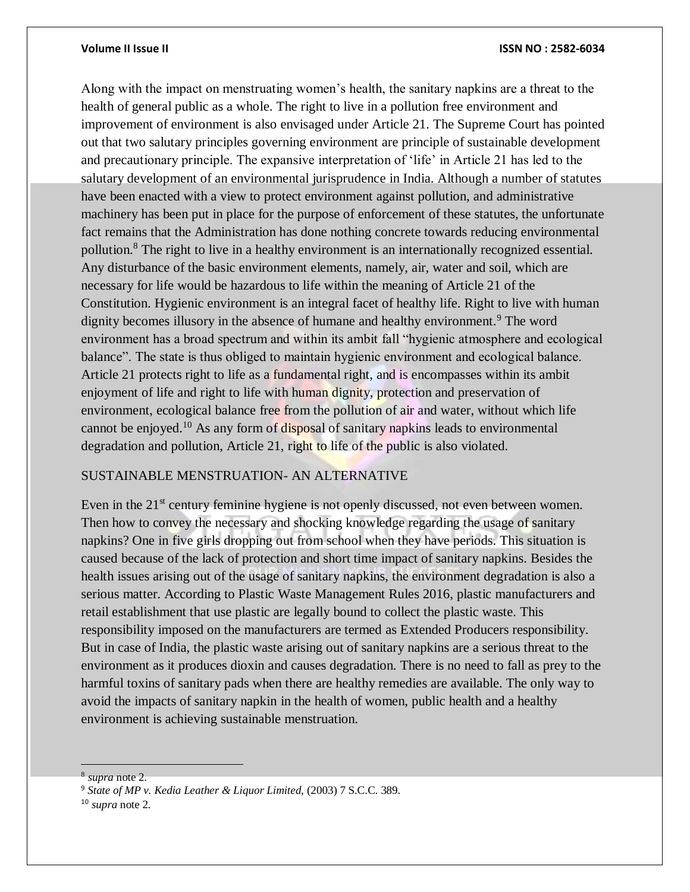Along with the impact on menstruating women's health, the sanitary napkins are a threat to the health of general public as a whole. The right to live in a pollution free environment and improvement of environment is also envisaged under Article 21. The Supreme Court has pointed out that two salutary principles governing environment are principle of sustainable development and precautionary principle. The expansive interpretation of 'life' in Article 21 has led to the salutary development of an environmental jurisprudence in India. Although a number of statutes have been enacted with a view to protect environment against pollution, and administrative machinery has been put in place for the purpose of enforcement of these statutes, the unfortunate fact remains that the Administration has done nothing concrete towards reducing environmental pollution.[8] The right to live in a healthy environment is an internationally recognized essential. Any disturbance of the basic environment elements, namely, air, water and soil, which are necessary for life would be hazardous to life within the meaning of Article 21 of the Constitution. Hygienic environment is an integral facet of healthy life. Right to live with human dignity becomes illusory in the absence of humane and healthy environment.[9] The word environment has a broad spectrum and within its ambit fall "hygienic atmosphere and ecological balance". The state is thus obliged to maintain hygienic environment and ecological balance. Article 21 protects right to life as a fundamental right, and is encompasses within its ambit enjoyment of life and right to life with human dignity, protection and preservation of environment, ecological balance free from the pollution of air and water, without which life cannot be enjoyed.[10] As any form of disposal of sanitary napkins leads to environmental degradation and pollution, Article 21, right to life of the public is also violated.

## SUSTAINABLE MENSTRUATION- AN ALTERNATIVE

Even in the 21st century feminine hygiene is not openly discussed, not even between women. Then how to convey the necessary and shocking knowledge regarding the usage of sanitary napkins? One in five girls dropping out from school when they have periods. This situation is caused because of the lack of protection and short time impact of sanitary napkins. Besides the health issues arising out of the usage of sanitary napkins, the environment degradation is also a serious matter. According to Plastic Waste Management Rules 2016, plastic manufacturers and retail establishment that use plastic are legally bound to collect the plastic waste. This responsibility imposed on the manufacturers are termed as Extended Producers responsibility. But in case of India, the plastic waste arising out of sanitary napkins are a serious threat to the environment as it produces dioxin and causes degradation. There is no need to fall as prey to the harmful toxins of sanitary pads when there are healthy remedies are available. The only way to avoid the impacts of sanitary napkin in the health of women, public health and a healthy environment is achieving sustainable menstruation.

---

[8] *supra* note 2.

[9] *State of MP v. Kedia Leather & Liquor Limited,* (2003) 7 S.C.C. 389.

[10] *supra* note 2.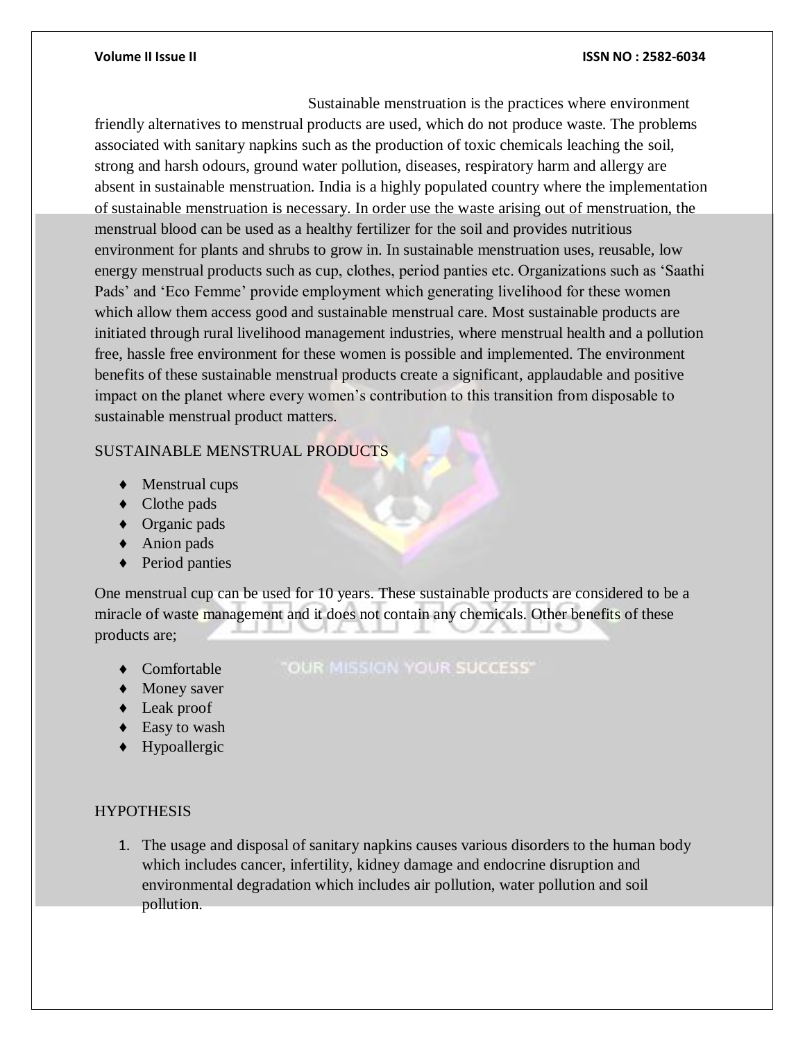Sustainable menstruation is the practices where environment friendly alternatives to menstrual products are used, which do not produce waste. The problems associated with sanitary napkins such as the production of toxic chemicals leaching the soil, strong and harsh odours, ground water pollution, diseases, respiratory harm and allergy are absent in sustainable menstruation. India is a highly populated country where the implementation of sustainable menstruation is necessary. In order use the waste arising out of menstruation, the menstrual blood can be used as a healthy fertilizer for the soil and provides nutritious environment for plants and shrubs to grow in. In sustainable menstruation uses, reusable, low energy menstrual products such as cup, clothes, period panties etc. Organizations such as 'Saathi Pads' and 'Eco Femme' provide employment which generating livelihood for these women which allow them access good and sustainable menstrual care. Most sustainable products are initiated through rural livelihood management industries, where menstrual health and a pollution free, hassle free environment for these women is possible and implemented. The environment benefits of these sustainable menstrual products create a significant, applaudable and positive impact on the planet where every women's contribution to this transition from disposable to sustainable menstrual product matters.

SUSTAINABLE MENSTRUAL PRODUCTS

- Menstrual cups
- Clothe pads
- Organic pads
- Anion pads
- Period panties

One menstrual cup can be used for 10 years. These sustainable products are considered to be a miracle of waste management and it does not contain any chemicals. Other benefits of these products are;

- Comfortable
- Money saver
- Leak proof
- Easy to wash
- Hypoallergic

HYPOTHESIS

1. The usage and disposal of sanitary napkins causes various disorders to the human body which includes cancer, infertility, kidney damage and endocrine disruption and environmental degradation which includes air pollution, water pollution and soil pollution.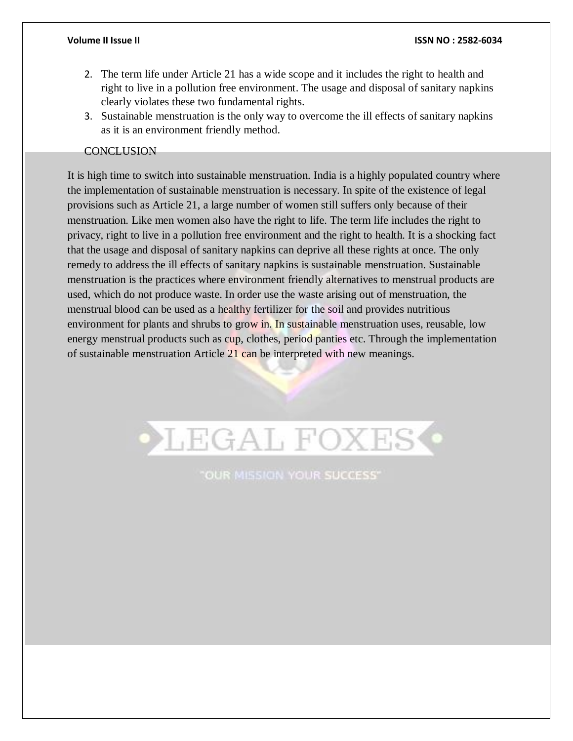2. The term life under Article 21 has a wide scope and it includes the right to health and right to live in a pollution free environment. The usage and disposal of sanitary napkins clearly violates these two fundamental rights.
3. Sustainable menstruation is the only way to overcome the ill effects of sanitary napkins as it is an environment friendly method.

## CONCLUSION

It is high time to switch into sustainable menstruation. India is a highly populated country where the implementation of sustainable menstruation is necessary. In spite of the existence of legal provisions such as Article 21, a large number of women still suffers only because of their menstruation. Like men women also have the right to life. The term life includes the right to privacy, right to live in a pollution free environment and the right to health. It is a shocking fact that the usage and disposal of sanitary napkins can deprive all these rights at once. The only remedy to address the ill effects of sanitary napkins is sustainable menstruation. Sustainable menstruation is the practices where environment friendly alternatives to menstrual products are used, which do not produce waste. In order use the waste arising out of menstruation, the menstrual blood can be used as a healthy fertilizer for the soil and provides nutritious environment for plants and shrubs to grow in. In sustainable menstruation uses, reusable, low energy menstrual products such as cup, clothes, period panties etc. Through the implementation of sustainable menstruation Article 21 can be interpreted with new meanings.